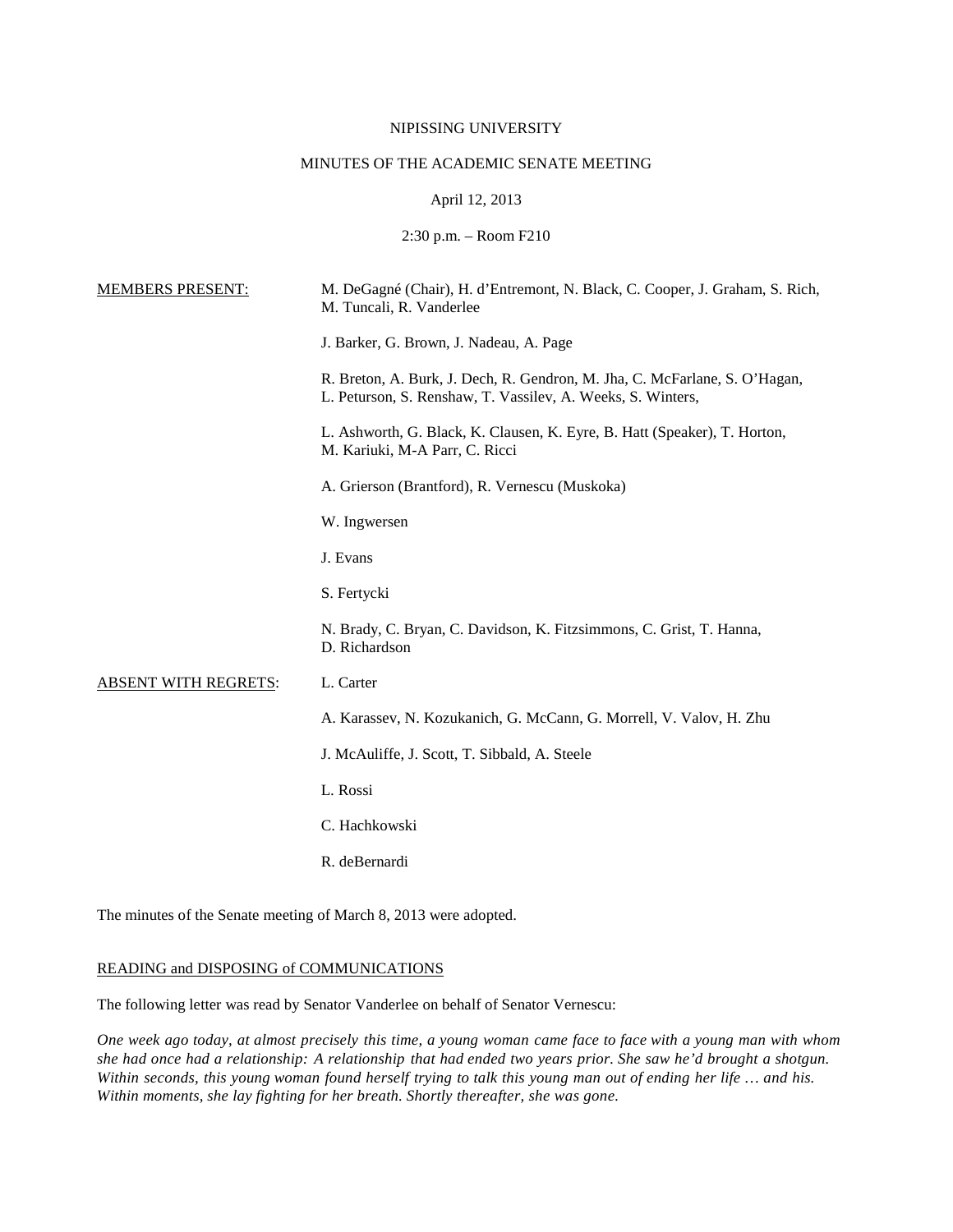NIPISSING UNIVERSITY

MINUTES OF THE ACADEMIC SENATE MEETING

April 12, 2013

2:30 p.m. – Room F210

| | |
|---|---|
| MEMBERS PRESENT: | M. DeGagné (Chair), H. d'Entremont, N. Black, C. Cooper, J. Graham, S. Rich, M. Tuncali, R. Vanderlee |
| | J. Barker, G. Brown, J. Nadeau, A. Page |
| | R. Breton, A. Burk, J. Dech, R. Gendron, M. Jha, C. McFarlane, S. O'Hagan, L. Peturson, S. Renshaw, T. Vassilev, A. Weeks, S. Winters, |
| | L. Ashworth, G. Black, K. Clausen, K. Eyre, B. Hatt (Speaker), T. Horton, M. Kariuki, M-A Parr, C. Ricci |
| | A. Grierson (Brantford), R. Vernescu (Muskoka) |
| | W. Ingwersen |
| | J. Evans |
| | S. Fertycki |
| | N. Brady, C. Bryan, C. Davidson, K. Fitzsimmons, C. Grist, T. Hanna, D. Richardson |
| ABSENT WITH REGRETS: | L. Carter |
| | A. Karassev, N. Kozukanich, G. McCann, G. Morrell, V. Valov, H. Zhu |
| | J. McAuliffe, J. Scott, T. Sibbald, A. Steele |
| | L. Rossi |
| | C. Hachkowski |
| | R. deBernardi |

The minutes of the Senate meeting of March 8, 2013 were adopted.

## READING and DISPOSING of COMMUNICATIONS

The following letter was read by Senator Vanderlee on behalf of Senator Vernescu:

*One week ago today, at almost precisely this time, a young woman came face to face with a young man with whom she had once had a relationship: A relationship that had ended two years prior. She saw he'd brought a shotgun. Within seconds, this young woman found herself trying to talk this young man out of ending her life … and his. Within moments, she lay fighting for her breath. Shortly thereafter, she was gone.*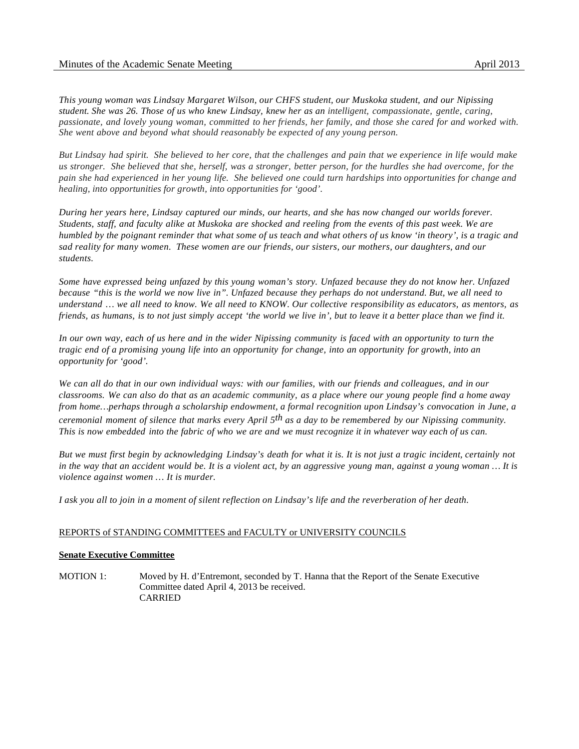*This young woman was Lindsay Margaret Wilson, our CHFS student, our Muskoka student, and our Nipissing student. She was 26. Those of us who knew Lindsay, knew her as an intelligent, compassionate, gentle, caring, passionate, and lovely young woman, committed to her friends, her family, and those she cared for and worked with. She went above and beyond what should reasonably be expected of any young person.*

*But Lindsay had spirit. She believed to her core, that the challenges and pain that we experience in life would make us stronger. She believed that she, herself, was a stronger, better person, for the hurdles she had overcome, for the pain she had experienced in her young life. She believed one could turn hardships into opportunities for change and healing, into opportunities for growth, into opportunities for 'good'.*

*During her years here, Lindsay captured our minds, our hearts, and she has now changed our worlds forever. Students, staff, and faculty alike at Muskoka are shocked and reeling from the events of this past week. We are humbled by the poignant reminder that what some of us teach and what others of us know 'in theory', is a tragic and sad reality for many women. These women are our friends, our sisters, our mothers, our daughters, and our students.*

*Some have expressed being unfazed by this young woman's story. Unfazed because they do not know her. Unfazed because "this is the world we now live in". Unfazed because they perhaps do not understand. But, we all need to understand … we all need to know. We all need to KNOW. Our collective responsibility as educators, as mentors, as friends, as humans, is to not just simply accept 'the world we live in', but to leave it a better place than we find it.*

*In our own way, each of us here and in the wider Nipissing community is faced with an opportunity to turn the tragic end of a promising young life into an opportunity for change, into an opportunity for growth, into an opportunity for 'good'.*

*We can all do that in our own individual ways: with our families, with our friends and colleagues, and in our classrooms. We can also do that as an academic community, as a place where our young people find a home away from home…perhaps through a scholarship endowment, a formal recognition upon Lindsay's convocation in June, a ceremonial moment of silence that marks every April 5th as a day to be remembered by our Nipissing community. This is now embedded into the fabric of who we are and we must recognize it in whatever way each of us can.*

*But we must first begin by acknowledging Lindsay's death for what it is. It is not just a tragic incident, certainly not in the way that an accident would be. It is a violent act, by an aggressive young man, against a young woman … It is violence against women … It is murder.*

*I ask you all to join in a moment of silent reflection on Lindsay's life and the reverberation of her death.*

REPORTS of STANDING COMMITTEES and FACULTY or UNIVERSITY COUNCILS

**Senate Executive Committee**

MOTION 1: Moved by H. d'Entremont, seconded by T. Hanna that the Report of the Senate Executive Committee dated April 4, 2013 be received.
CARRIED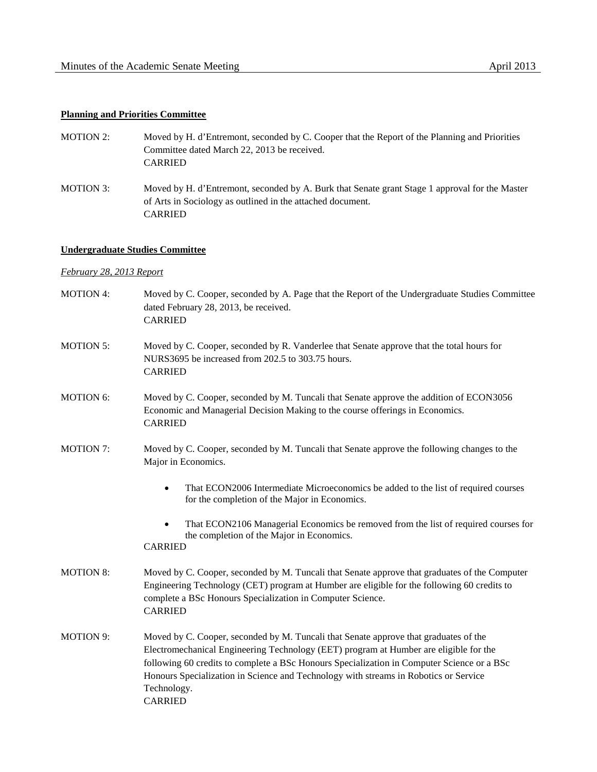**Planning and Priorities Committee**

MOTION 2: Moved by H. d'Entremont, seconded by C. Cooper that the Report of the Planning and Priorities Committee dated March 22, 2013 be received.
CARRIED

MOTION 3: Moved by H. d'Entremont, seconded by A. Burk that Senate grant Stage 1 approval for the Master of Arts in Sociology as outlined in the attached document.
CARRIED

**Undergraduate Studies Committee**

*February 28, 2013 Report*

MOTION 4: Moved by C. Cooper, seconded by A. Page that the Report of the Undergraduate Studies Committee dated February 28, 2013, be received.
CARRIED

MOTION 5: Moved by C. Cooper, seconded by R. Vanderlee that Senate approve that the total hours for NURS3695 be increased from 202.5 to 303.75 hours.
CARRIED

MOTION 6: Moved by C. Cooper, seconded by M. Tuncali that Senate approve the addition of ECON3056 Economic and Managerial Decision Making to the course offerings in Economics.
CARRIED

MOTION 7: Moved by C. Cooper, seconded by M. Tuncali that Senate approve the following changes to the Major in Economics.

- That ECON2006 Intermediate Microeconomics be added to the list of required courses for the completion of the Major in Economics.
- That ECON2106 Managerial Economics be removed from the list of required courses for the completion of the Major in Economics.

CARRIED

MOTION 8: Moved by C. Cooper, seconded by M. Tuncali that Senate approve that graduates of the Computer Engineering Technology (CET) program at Humber are eligible for the following 60 credits to complete a BSc Honours Specialization in Computer Science.
CARRIED

MOTION 9: Moved by C. Cooper, seconded by M. Tuncali that Senate approve that graduates of the Electromechanical Engineering Technology (EET) program at Humber are eligible for the following 60 credits to complete a BSc Honours Specialization in Computer Science or a BSc Honours Specialization in Science and Technology with streams in Robotics or Service Technology.
CARRIED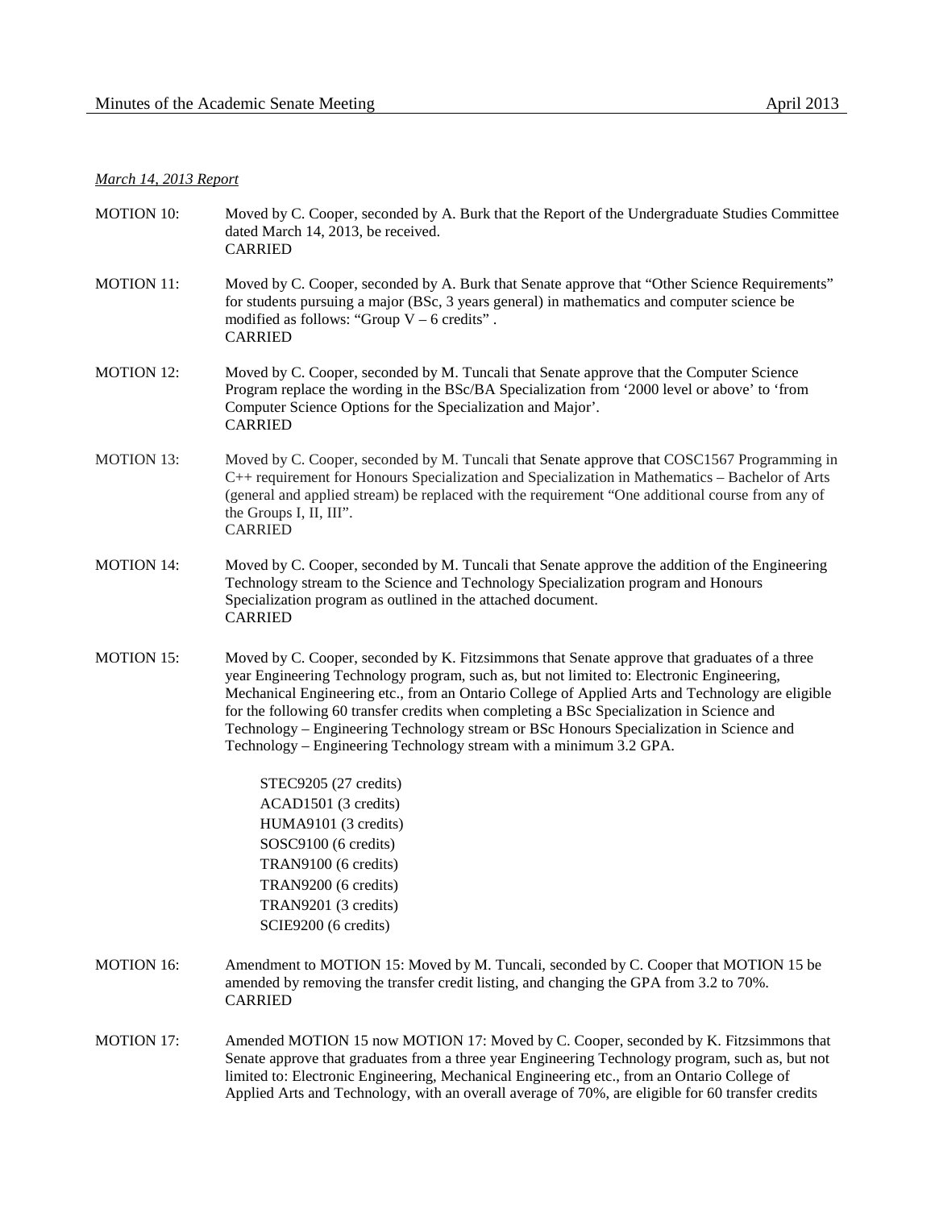*March 14, 2013 Report*

MOTION 10: Moved by C. Cooper, seconded by A. Burk that the Report of the Undergraduate Studies Committee dated March 14, 2013, be received.
CARRIED

MOTION 11: Moved by C. Cooper, seconded by A. Burk that Senate approve that "Other Science Requirements" for students pursuing a major (BSc, 3 years general) in mathematics and computer science be modified as follows: "Group V – 6 credits" .
CARRIED

MOTION 12: Moved by C. Cooper, seconded by M. Tuncali that Senate approve that the Computer Science Program replace the wording in the BSc/BA Specialization from '2000 level or above' to 'from Computer Science Options for the Specialization and Major'.
CARRIED

MOTION 13: Moved by C. Cooper, seconded by M. Tuncali that Senate approve that COSC1567 Programming in C++ requirement for Honours Specialization and Specialization in Mathematics – Bachelor of Arts (general and applied stream) be replaced with the requirement "One additional course from any of the Groups I, II, III".
CARRIED

MOTION 14: Moved by C. Cooper, seconded by M. Tuncali that Senate approve the addition of the Engineering Technology stream to the Science and Technology Specialization program and Honours Specialization program as outlined in the attached document.
CARRIED

MOTION 15: Moved by C. Cooper, seconded by K. Fitzsimmons that Senate approve that graduates of a three year Engineering Technology program, such as, but not limited to: Electronic Engineering, Mechanical Engineering etc., from an Ontario College of Applied Arts and Technology are eligible for the following 60 transfer credits when completing a BSc Specialization in Science and Technology – Engineering Technology stream or BSc Honours Specialization in Science and Technology – Engineering Technology stream with a minimum 3.2 GPA.

STEC9205 (27 credits)
ACAD1501 (3 credits)
HUMA9101 (3 credits)
SOSC9100 (6 credits)
TRAN9100 (6 credits)
TRAN9200 (6 credits)
TRAN9201 (3 credits)
SCIE9200 (6 credits)

MOTION 16: Amendment to MOTION 15: Moved by M. Tuncali, seconded by C. Cooper that MOTION 15 be amended by removing the transfer credit listing, and changing the GPA from 3.2 to 70%.
CARRIED

MOTION 17: Amended MOTION 15 now MOTION 17: Moved by C. Cooper, seconded by K. Fitzsimmons that Senate approve that graduates from a three year Engineering Technology program, such as, but not limited to: Electronic Engineering, Mechanical Engineering etc., from an Ontario College of Applied Arts and Technology, with an overall average of 70%, are eligible for 60 transfer credits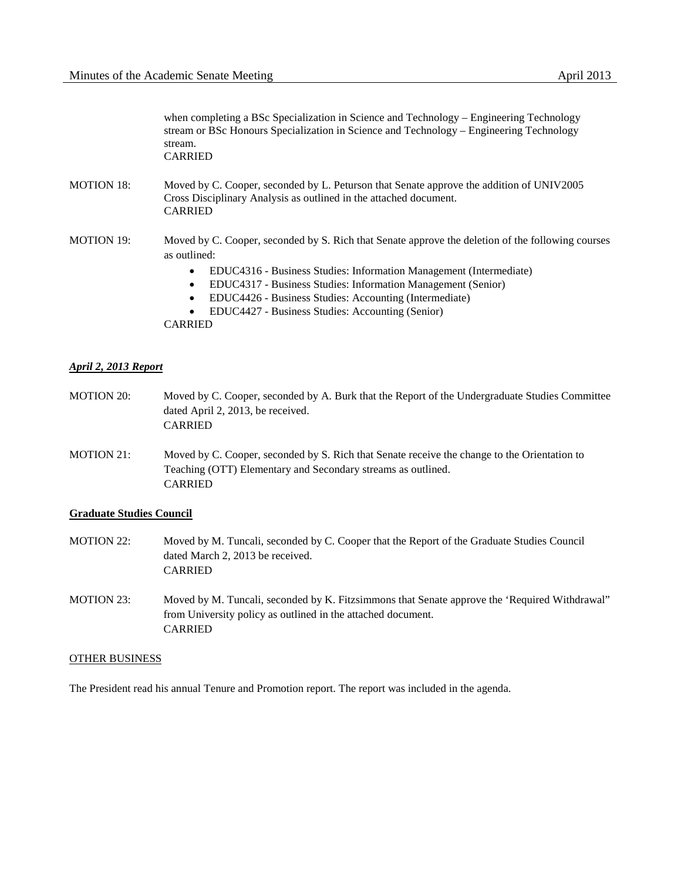when completing a BSc Specialization in Science and Technology – Engineering Technology stream or BSc Honours Specialization in Science and Technology – Engineering Technology stream.
CARRIED

MOTION 18: Moved by C. Cooper, seconded by L. Peturson that Senate approve the addition of UNIV2005 Cross Disciplinary Analysis as outlined in the attached document.
CARRIED

MOTION 19: Moved by C. Cooper, seconded by S. Rich that Senate approve the deletion of the following courses as outlined:

- EDUC4316 - Business Studies: Information Management (Intermediate)
- EDUC4317 - Business Studies: Information Management (Senior)
- EDUC4426 - Business Studies: Accounting (Intermediate)
- EDUC4427 - Business Studies: Accounting (Senior)

CARRIED

***April 2, 2013 Report***

MOTION 20: Moved by C. Cooper, seconded by A. Burk that the Report of the Undergraduate Studies Committee dated April 2, 2013, be received.
CARRIED

MOTION 21: Moved by C. Cooper, seconded by S. Rich that Senate receive the change to the Orientation to Teaching (OTT) Elementary and Secondary streams as outlined.
CARRIED

**Graduate Studies Council**

MOTION 22: Moved by M. Tuncali, seconded by C. Cooper that the Report of the Graduate Studies Council dated March 2, 2013 be received.
CARRIED

MOTION 23: Moved by M. Tuncali, seconded by K. Fitzsimmons that Senate approve the 'Required Withdrawal" from University policy as outlined in the attached document.
CARRIED

OTHER BUSINESS

The President read his annual Tenure and Promotion report. The report was included in the agenda.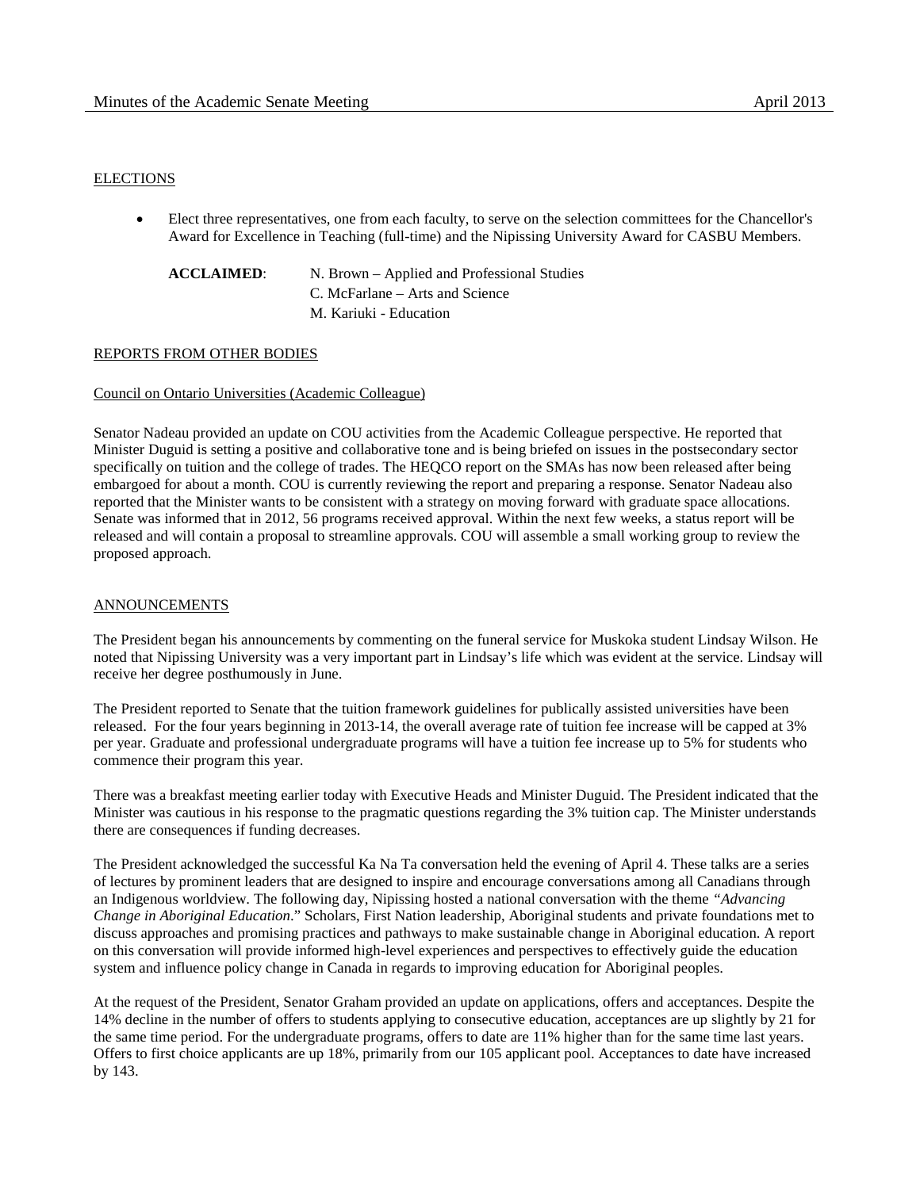## ELECTIONS

- Elect three representatives, one from each faculty, to serve on the selection committees for the Chancellor's Award for Excellence in Teaching (full-time) and the Nipissing University Award for CASBU Members.

**ACCLAIMED**: N. Brown – Applied and Professional Studies
C. McFarlane – Arts and Science
M. Kariuki - Education

## REPORTS FROM OTHER BODIES

### Council on Ontario Universities (Academic Colleague)

Senator Nadeau provided an update on COU activities from the Academic Colleague perspective. He reported that Minister Duguid is setting a positive and collaborative tone and is being briefed on issues in the postsecondary sector specifically on tuition and the college of trades. The HEQCO report on the SMAs has now been released after being embargoed for about a month. COU is currently reviewing the report and preparing a response. Senator Nadeau also reported that the Minister wants to be consistent with a strategy on moving forward with graduate space allocations. Senate was informed that in 2012, 56 programs received approval. Within the next few weeks, a status report will be released and will contain a proposal to streamline approvals. COU will assemble a small working group to review the proposed approach.

## ANNOUNCEMENTS

The President began his announcements by commenting on the funeral service for Muskoka student Lindsay Wilson. He noted that Nipissing University was a very important part in Lindsay's life which was evident at the service. Lindsay will receive her degree posthumously in June.

The President reported to Senate that the tuition framework guidelines for publically assisted universities have been released. For the four years beginning in 2013-14, the overall average rate of tuition fee increase will be capped at 3% per year. Graduate and professional undergraduate programs will have a tuition fee increase up to 5% for students who commence their program this year.

There was a breakfast meeting earlier today with Executive Heads and Minister Duguid. The President indicated that the Minister was cautious in his response to the pragmatic questions regarding the 3% tuition cap. The Minister understands there are consequences if funding decreases.

The President acknowledged the successful Ka Na Ta conversation held the evening of April 4. These talks are a series of lectures by prominent leaders that are designed to inspire and encourage conversations among all Canadians through an Indigenous worldview. The following day, Nipissing hosted a national conversation with the theme *"Advancing Change in Aboriginal Education*." Scholars, First Nation leadership, Aboriginal students and private foundations met to discuss approaches and promising practices and pathways to make sustainable change in Aboriginal education. A report on this conversation will provide informed high-level experiences and perspectives to effectively guide the education system and influence policy change in Canada in regards to improving education for Aboriginal peoples.

At the request of the President, Senator Graham provided an update on applications, offers and acceptances. Despite the 14% decline in the number of offers to students applying to consecutive education, acceptances are up slightly by 21 for the same time period. For the undergraduate programs, offers to date are 11% higher than for the same time last years. Offers to first choice applicants are up 18%, primarily from our 105 applicant pool. Acceptances to date have increased by 143.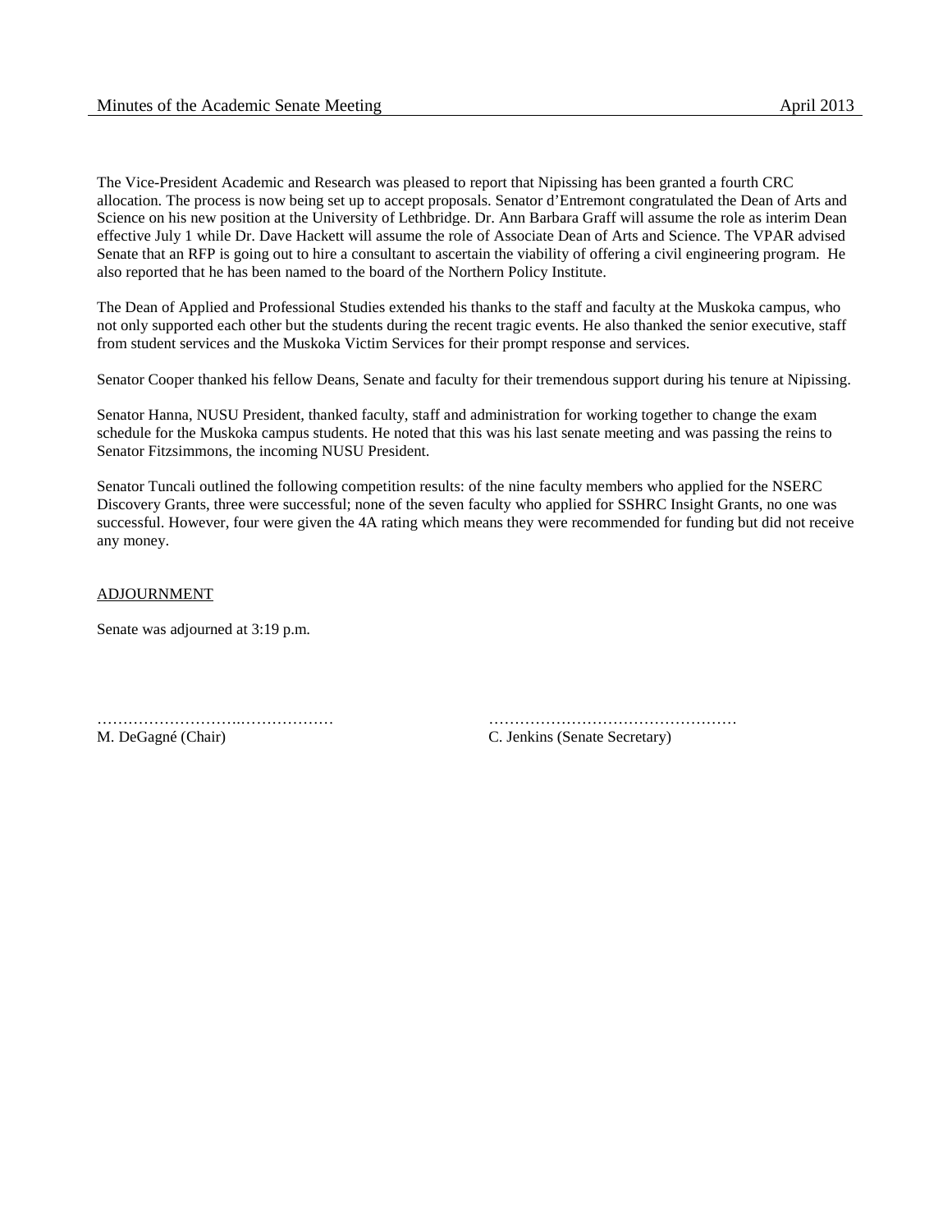The Vice-President Academic and Research was pleased to report that Nipissing has been granted a fourth CRC allocation. The process is now being set up to accept proposals. Senator d'Entremont congratulated the Dean of Arts and Science on his new position at the University of Lethbridge. Dr. Ann Barbara Graff will assume the role as interim Dean effective July 1 while Dr. Dave Hackett will assume the role of Associate Dean of Arts and Science. The VPAR advised Senate that an RFP is going out to hire a consultant to ascertain the viability of offering a civil engineering program. He also reported that he has been named to the board of the Northern Policy Institute.

The Dean of Applied and Professional Studies extended his thanks to the staff and faculty at the Muskoka campus, who not only supported each other but the students during the recent tragic events. He also thanked the senior executive, staff from student services and the Muskoka Victim Services for their prompt response and services.

Senator Cooper thanked his fellow Deans, Senate and faculty for their tremendous support during his tenure at Nipissing.

Senator Hanna, NUSU President, thanked faculty, staff and administration for working together to change the exam schedule for the Muskoka campus students. He noted that this was his last senate meeting and was passing the reins to Senator Fitzsimmons, the incoming NUSU President.

Senator Tuncali outlined the following competition results: of the nine faculty members who applied for the NSERC Discovery Grants, three were successful; none of the seven faculty who applied for SSHRC Insight Grants, no one was successful. However, four were given the 4A rating which means they were recommended for funding but did not receive any money.

<u>ADJOURNMENT</u>

Senate was adjourned at 3:19 p.m.

| | |
|---|---|
| ……………………..……………… | ………………………………………… |
| M. DeGagné (Chair) | C. Jenkins (Senate Secretary) |